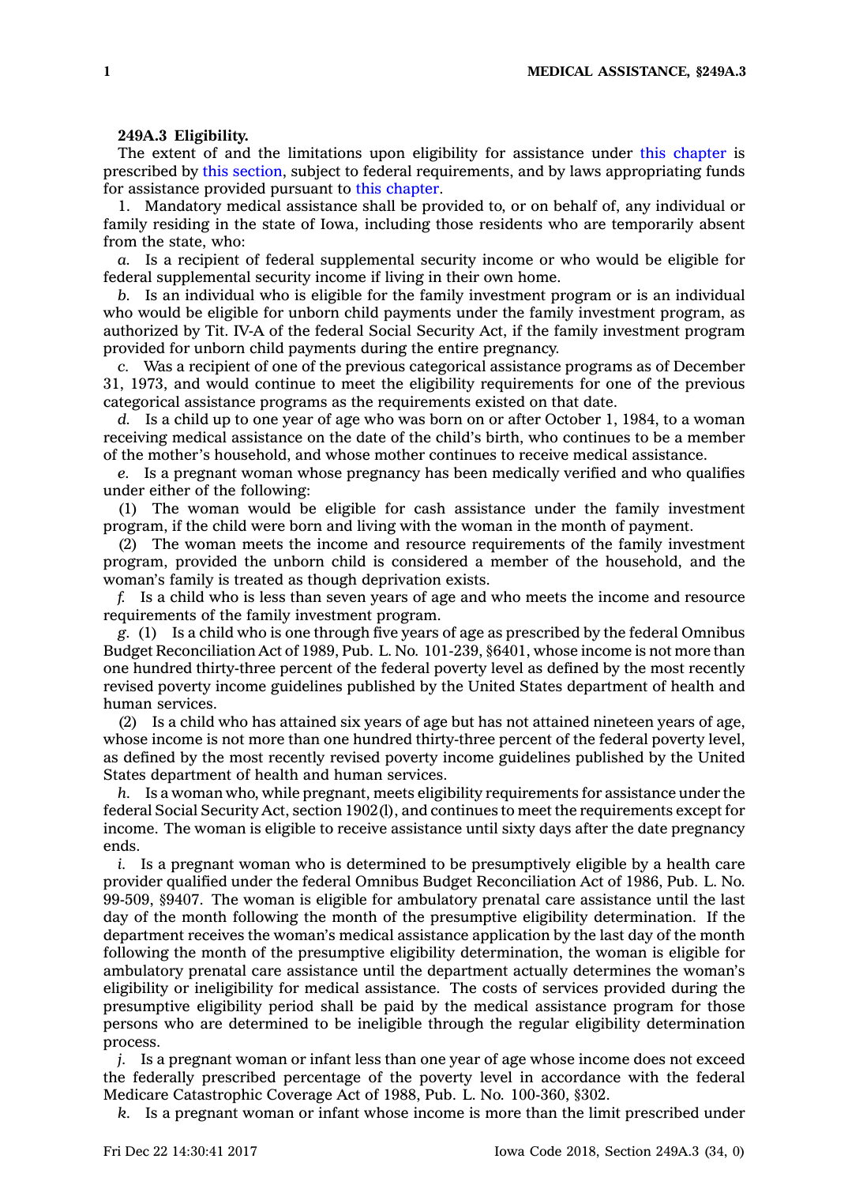**249A.3 Eligibility.**

The extent of and the limitations upon eligibility for assistance under this chapter is prescribed by this section, subject to federal requirements, and by laws appropriating funds for assistance provided pursuant to this chapter.

1. Mandatory medical assistance shall be provided to, or on behalf of, any individual or family residing in the state of Iowa, including those residents who are temporarily absent from the state, who:

*a.* Is a recipient of federal supplemental security income or who would be eligible for federal supplemental security income if living in their own home.

*b.* Is an individual who is eligible for the family investment program or is an individual who would be eligible for unborn child payments under the family investment program, as authorized by Tit. IV-A of the federal Social Security Act, if the family investment program provided for unborn child payments during the entire pregnancy.

*c.* Was a recipient of one of the previous categorical assistance programs as of December 31, 1973, and would continue to meet the eligibility requirements for one of the previous categorical assistance programs as the requirements existed on that date.

*d.* Is a child up to one year of age who was born on or after October 1, 1984, to a woman receiving medical assistance on the date of the child's birth, who continues to be a member of the mother's household, and whose mother continues to receive medical assistance.

*e.* Is a pregnant woman whose pregnancy has been medically verified and who qualifies under either of the following:

(1) The woman would be eligible for cash assistance under the family investment program, if the child were born and living with the woman in the month of payment.

(2) The woman meets the income and resource requirements of the family investment program, provided the unborn child is considered a member of the household, and the woman's family is treated as though deprivation exists.

*f.* Is a child who is less than seven years of age and who meets the income and resource requirements of the family investment program.

*g.* (1) Is a child who is one through five years of age as prescribed by the federal Omnibus Budget Reconciliation Act of 1989, Pub. L. No. 101-239, §6401, whose income is not more than one hundred thirty-three percent of the federal poverty level as defined by the most recently revised poverty income guidelines published by the United States department of health and human services.

(2) Is a child who has attained six years of age but has not attained nineteen years of age, whose income is not more than one hundred thirty-three percent of the federal poverty level, as defined by the most recently revised poverty income guidelines published by the United States department of health and human services.

*h.* Is a woman who, while pregnant, meets eligibility requirements for assistance under the federal Social Security Act, section 1902(l), and continues to meet the requirements except for income. The woman is eligible to receive assistance until sixty days after the date pregnancy ends.

*i.* Is a pregnant woman who is determined to be presumptively eligible by a health care provider qualified under the federal Omnibus Budget Reconciliation Act of 1986, Pub. L. No. 99-509, §9407. The woman is eligible for ambulatory prenatal care assistance until the last day of the month following the month of the presumptive eligibility determination. If the department receives the woman's medical assistance application by the last day of the month following the month of the presumptive eligibility determination, the woman is eligible for ambulatory prenatal care assistance until the department actually determines the woman's eligibility or ineligibility for medical assistance. The costs of services provided during the presumptive eligibility period shall be paid by the medical assistance program for those persons who are determined to be ineligible through the regular eligibility determination process.

*j.* Is a pregnant woman or infant less than one year of age whose income does not exceed the federally prescribed percentage of the poverty level in accordance with the federal Medicare Catastrophic Coverage Act of 1988, Pub. L. No. 100-360, §302.

*k.* Is a pregnant woman or infant whose income is more than the limit prescribed under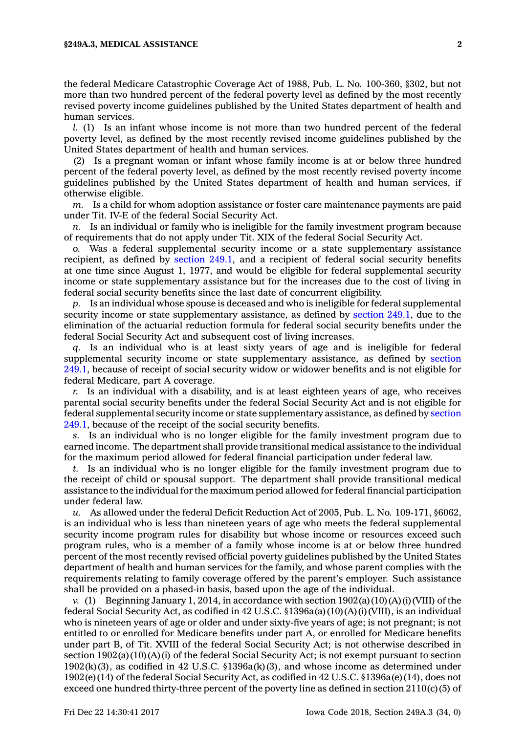the federal Medicare Catastrophic Coverage Act of 1988, Pub. L. No. 100-360, §302, but not more than two hundred percent of the federal poverty level as defined by the most recently revised poverty income guidelines published by the United States department of health and human services.

*l.* (1) Is an infant whose income is not more than two hundred percent of the federal poverty level, as defined by the most recently revised income guidelines published by the United States department of health and human services.

(2) Is a pregnant woman or infant whose family income is at or below three hundred percent of the federal poverty level, as defined by the most recently revised poverty income guidelines published by the United States department of health and human services, if otherwise eligible.

*m.* Is a child for whom adoption assistance or foster care maintenance payments are paid under Tit. IV-E of the federal Social Security Act.

*n.* Is an individual or family who is ineligible for the family investment program because of requirements that do not apply under Tit. XIX of the federal Social Security Act.

*o.* Was a federal supplemental security income or a state supplementary assistance recipient, as defined by section 249.1, and a recipient of federal social security benefits at one time since August 1, 1977, and would be eligible for federal supplemental security income or state supplementary assistance but for the increases due to the cost of living in federal social security benefits since the last date of concurrent eligibility.

*p.* Is an individual whose spouse is deceased and who is ineligible for federal supplemental security income or state supplementary assistance, as defined by section 249.1, due to the elimination of the actuarial reduction formula for federal social security benefits under the federal Social Security Act and subsequent cost of living increases.

*q.* Is an individual who is at least sixty years of age and is ineligible for federal supplemental security income or state supplementary assistance, as defined by section 249.1, because of receipt of social security widow or widower benefits and is not eligible for federal Medicare, part A coverage.

*r.* Is an individual with a disability, and is at least eighteen years of age, who receives parental social security benefits under the federal Social Security Act and is not eligible for federal supplemental security income or state supplementary assistance, as defined by section 249.1, because of the receipt of the social security benefits.

*s.* Is an individual who is no longer eligible for the family investment program due to earned income. The department shall provide transitional medical assistance to the individual for the maximum period allowed for federal financial participation under federal law.

*t.* Is an individual who is no longer eligible for the family investment program due to the receipt of child or spousal support. The department shall provide transitional medical assistance to the individual for the maximum period allowed for federal financial participation under federal law.

*u.* As allowed under the federal Deficit Reduction Act of 2005, Pub. L. No. 109-171, §6062, is an individual who is less than nineteen years of age who meets the federal supplemental security income program rules for disability but whose income or resources exceed such program rules, who is a member of a family whose income is at or below three hundred percent of the most recently revised official poverty guidelines published by the United States department of health and human services for the family, and whose parent complies with the requirements relating to family coverage offered by the parent's employer. Such assistance shall be provided on a phased-in basis, based upon the age of the individual.

*v.* (1) Beginning January 1, 2014, in accordance with section 1902(a)(10)(A)(i)(VIII) of the federal Social Security Act, as codified in 42 U.S.C. §1396a(a)(10)(A)(i)(VIII), is an individual who is nineteen years of age or older and under sixty-five years of age; is not pregnant; is not entitled to or enrolled for Medicare benefits under part A, or enrolled for Medicare benefits under part B, of Tit. XVIII of the federal Social Security Act; is not otherwise described in section 1902(a)(10)(A)(i) of the federal Social Security Act; is not exempt pursuant to section 1902(k)(3), as codified in 42 U.S.C. §1396a(k)(3), and whose income as determined under 1902(e)(14) of the federal Social Security Act, as codified in 42 U.S.C. §1396a(e)(14), does not exceed one hundred thirty-three percent of the poverty line as defined in section 2110(c)(5) of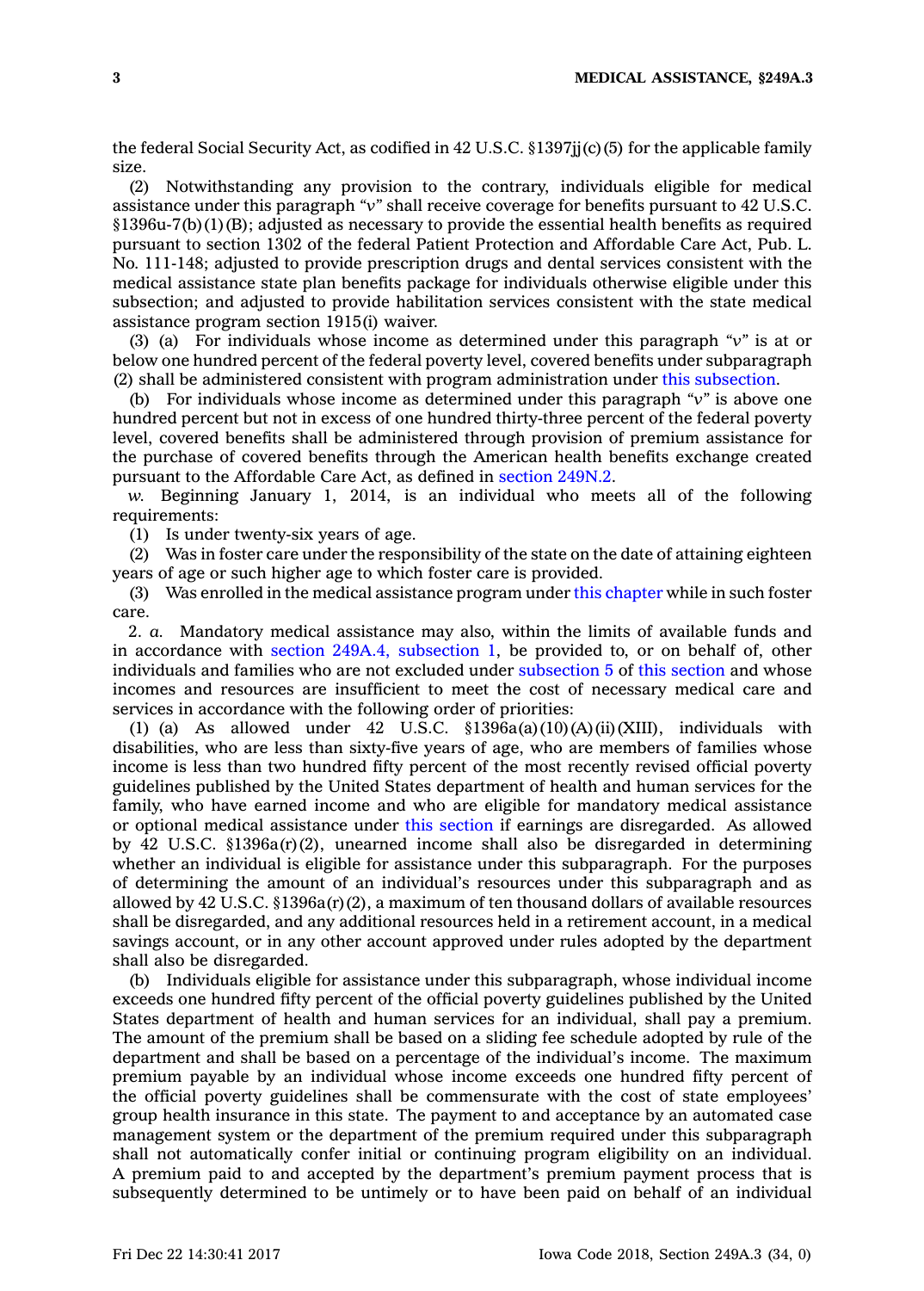the federal Social Security Act, as codified in 42 U.S.C. §1397jj(c)(5) for the applicable family size.

(2) Notwithstanding any provision to the contrary, individuals eligible for medical assistance under this paragraph "*v*" shall receive coverage for benefits pursuant to 42 U.S.C. §1396u-7(b)(1)(B); adjusted as necessary to provide the essential health benefits as required pursuant to section 1302 of the federal Patient Protection and Affordable Care Act, Pub. L. No. 111-148; adjusted to provide prescription drugs and dental services consistent with the medical assistance state plan benefits package for individuals otherwise eligible under this subsection; and adjusted to provide habilitation services consistent with the state medical assistance program section 1915(i) waiver.

(3) (a) For individuals whose income as determined under this paragraph "*v*" is at or below one hundred percent of the federal poverty level, covered benefits under subparagraph (2) shall be administered consistent with program administration under this subsection.

(b) For individuals whose income as determined under this paragraph "*v*" is above one hundred percent but not in excess of one hundred thirty-three percent of the federal poverty level, covered benefits shall be administered through provision of premium assistance for the purchase of covered benefits through the American health benefits exchange created pursuant to the Affordable Care Act, as defined in section 249N.2.

*w.* Beginning January 1, 2014, is an individual who meets all of the following requirements:

(1) Is under twenty-six years of age.

(2) Was in foster care under the responsibility of the state on the date of attaining eighteen years of age or such higher age to which foster care is provided.

(3) Was enrolled in the medical assistance program under this chapter while in such foster care.

2. *a.* Mandatory medical assistance may also, within the limits of available funds and in accordance with section 249A.4, subsection 1, be provided to, or on behalf of, other individuals and families who are not excluded under subsection 5 of this section and whose incomes and resources are insufficient to meet the cost of necessary medical care and services in accordance with the following order of priorities:

(1) (a) As allowed under 42 U.S.C. §1396a(a)(10)(A)(ii)(XIII), individuals with disabilities, who are less than sixty-five years of age, who are members of families whose income is less than two hundred fifty percent of the most recently revised official poverty guidelines published by the United States department of health and human services for the family, who have earned income and who are eligible for mandatory medical assistance or optional medical assistance under this section if earnings are disregarded. As allowed by 42 U.S.C. §1396a(r)(2), unearned income shall also be disregarded in determining whether an individual is eligible for assistance under this subparagraph. For the purposes of determining the amount of an individual's resources under this subparagraph and as allowed by 42 U.S.C. §1396a(r)(2), a maximum of ten thousand dollars of available resources shall be disregarded, and any additional resources held in a retirement account, in a medical savings account, or in any other account approved under rules adopted by the department shall also be disregarded.

(b) Individuals eligible for assistance under this subparagraph, whose individual income exceeds one hundred fifty percent of the official poverty guidelines published by the United States department of health and human services for an individual, shall pay a premium. The amount of the premium shall be based on a sliding fee schedule adopted by rule of the department and shall be based on a percentage of the individual's income. The maximum premium payable by an individual whose income exceeds one hundred fifty percent of the official poverty guidelines shall be commensurate with the cost of state employees' group health insurance in this state. The payment to and acceptance by an automated case management system or the department of the premium required under this subparagraph shall not automatically confer initial or continuing program eligibility on an individual. A premium paid to and accepted by the department's premium payment process that is subsequently determined to be untimely or to have been paid on behalf of an individual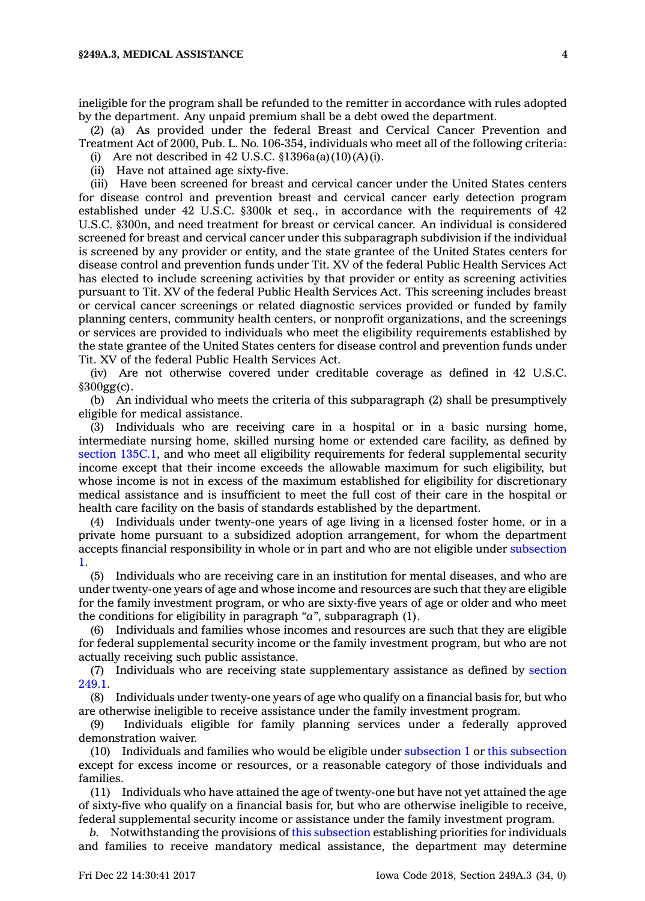ineligible for the program shall be refunded to the remitter in accordance with rules adopted by the department. Any unpaid premium shall be a debt owed the department.

(2) (a) As provided under the federal Breast and Cervical Cancer Prevention and Treatment Act of 2000, Pub. L. No. 106-354, individuals who meet all of the following criteria:

(i) Are not described in 42 U.S.C. §1396a(a)(10)(A)(i).

(ii) Have not attained age sixty-five.

(iii) Have been screened for breast and cervical cancer under the United States centers for disease control and prevention breast and cervical cancer early detection program established under 42 U.S.C. §300k et seq., in accordance with the requirements of 42 U.S.C. §300n, and need treatment for breast or cervical cancer. An individual is considered screened for breast and cervical cancer under this subparagraph subdivision if the individual is screened by any provider or entity, and the state grantee of the United States centers for disease control and prevention funds under Tit. XV of the federal Public Health Services Act has elected to include screening activities by that provider or entity as screening activities pursuant to Tit. XV of the federal Public Health Services Act. This screening includes breast or cervical cancer screenings or related diagnostic services provided or funded by family planning centers, community health centers, or nonprofit organizations, and the screenings or services are provided to individuals who meet the eligibility requirements established by the state grantee of the United States centers for disease control and prevention funds under Tit. XV of the federal Public Health Services Act.

(iv) Are not otherwise covered under creditable coverage as defined in 42 U.S.C. §300gg(c).

(b) An individual who meets the criteria of this subparagraph (2) shall be presumptively eligible for medical assistance.

(3) Individuals who are receiving care in a hospital or in a basic nursing home, intermediate nursing home, skilled nursing home or extended care facility, as defined by section 135C.1, and who meet all eligibility requirements for federal supplemental security income except that their income exceeds the allowable maximum for such eligibility, but whose income is not in excess of the maximum established for eligibility for discretionary medical assistance and is insufficient to meet the full cost of their care in the hospital or health care facility on the basis of standards established by the department.

(4) Individuals under twenty-one years of age living in a licensed foster home, or in a private home pursuant to a subsidized adoption arrangement, for whom the department accepts financial responsibility in whole or in part and who are not eligible under subsection 1.

(5) Individuals who are receiving care in an institution for mental diseases, and who are under twenty-one years of age and whose income and resources are such that they are eligible for the family investment program, or who are sixty-five years of age or older and who meet the conditions for eligibility in paragraph "*a*", subparagraph (1).

(6) Individuals and families whose incomes and resources are such that they are eligible for federal supplemental security income or the family investment program, but who are not actually receiving such public assistance.

(7) Individuals who are receiving state supplementary assistance as defined by section 249.1.

(8) Individuals under twenty-one years of age who qualify on a financial basis for, but who are otherwise ineligible to receive assistance under the family investment program.

(9) Individuals eligible for family planning services under a federally approved demonstration waiver.

(10) Individuals and families who would be eligible under subsection 1 or this subsection except for excess income or resources, or a reasonable category of those individuals and families.

(11) Individuals who have attained the age of twenty-one but have not yet attained the age of sixty-five who qualify on a financial basis for, but who are otherwise ineligible to receive, federal supplemental security income or assistance under the family investment program.

*b.* Notwithstanding the provisions of this subsection establishing priorities for individuals and families to receive mandatory medical assistance, the department may determine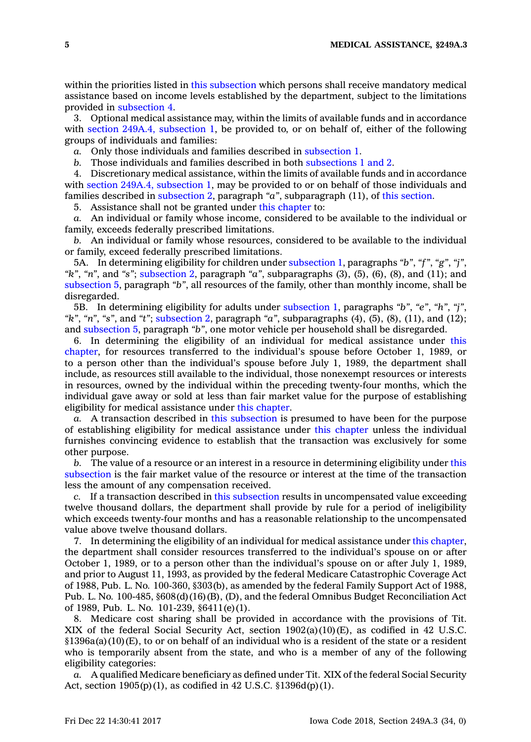within the priorities listed in this subsection which persons shall receive mandatory medical assistance based on income levels established by the department, subject to the limitations provided in subsection 4.

3. Optional medical assistance may, within the limits of available funds and in accordance with section 249A.4, subsection 1, be provided to, or on behalf of, either of the following groups of individuals and families:

*a.* Only those individuals and families described in subsection 1.

*b.* Those individuals and families described in both subsections 1 and 2.

4. Discretionary medical assistance, within the limits of available funds and in accordance with section 249A.4, subsection 1, may be provided to or on behalf of those individuals and families described in subsection 2, paragraph *"a"*, subparagraph (11), of this section.

5. Assistance shall not be granted under this chapter to:

*a.* An individual or family whose income, considered to be available to the individual or family, exceeds federally prescribed limitations.

*b.* An individual or family whose resources, considered to be available to the individual or family, exceed federally prescribed limitations.

5A. In determining eligibility for children under subsection 1, paragraphs *"b"*, *"f"*, *"g"*, *"j"*, *"k"*, *"n"*, and *"s"*; subsection 2, paragraph *"a"*, subparagraphs (3), (5), (6), (8), and (11); and subsection 5, paragraph *"b"*, all resources of the family, other than monthly income, shall be disregarded.

5B. In determining eligibility for adults under subsection 1, paragraphs *"b"*, *"e"*, *"h"*, *"j"*, *"k"*, *"n"*, *"s"*, and *"t"*; subsection 2, paragraph *"a"*, subparagraphs (4), (5), (8), (11), and (12); and subsection 5, paragraph *"b"*, one motor vehicle per household shall be disregarded.

6. In determining the eligibility of an individual for medical assistance under this chapter, for resources transferred to the individual's spouse before October 1, 1989, or to a person other than the individual's spouse before July 1, 1989, the department shall include, as resources still available to the individual, those nonexempt resources or interests in resources, owned by the individual within the preceding twenty-four months, which the individual gave away or sold at less than fair market value for the purpose of establishing eligibility for medical assistance under this chapter.

*a.* A transaction described in this subsection is presumed to have been for the purpose of establishing eligibility for medical assistance under this chapter unless the individual furnishes convincing evidence to establish that the transaction was exclusively for some other purpose.

*b.* The value of a resource or an interest in a resource in determining eligibility under this subsection is the fair market value of the resource or interest at the time of the transaction less the amount of any compensation received.

*c.* If a transaction described in this subsection results in uncompensated value exceeding twelve thousand dollars, the department shall provide by rule for a period of ineligibility which exceeds twenty-four months and has a reasonable relationship to the uncompensated value above twelve thousand dollars.

7. In determining the eligibility of an individual for medical assistance under this chapter, the department shall consider resources transferred to the individual's spouse on or after October 1, 1989, or to a person other than the individual's spouse on or after July 1, 1989, and prior to August 11, 1993, as provided by the federal Medicare Catastrophic Coverage Act of 1988, Pub. L. No. 100-360, §303(b), as amended by the federal Family Support Act of 1988, Pub. L. No. 100-485, §608(d)(16)(B), (D), and the federal Omnibus Budget Reconciliation Act of 1989, Pub. L. No. 101-239, §6411(e)(1).

8. Medicare cost sharing shall be provided in accordance with the provisions of Tit. XIX of the federal Social Security Act, section 1902(a)(10)(E), as codified in 42 U.S.C. §1396a(a)(10)(E), to or on behalf of an individual who is a resident of the state or a resident who is temporarily absent from the state, and who is a member of any of the following eligibility categories:

*a.* A qualified Medicare beneficiary as defined under Tit. XIX of the federal Social Security Act, section 1905(p)(1), as codified in 42 U.S.C. §1396d(p)(1).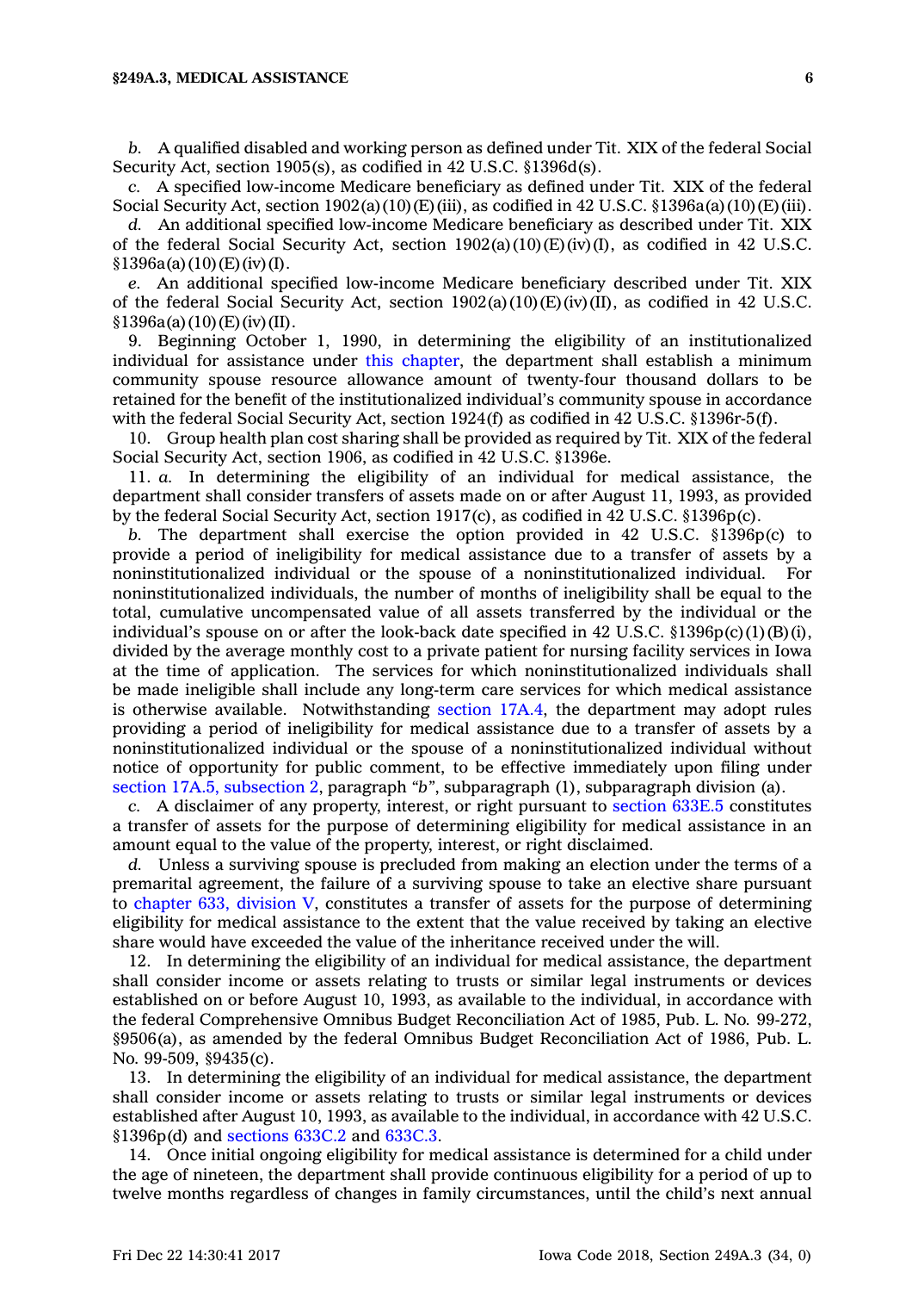*b.* A qualified disabled and working person as defined under Tit. XIX of the federal Social Security Act, section 1905(s), as codified in 42 U.S.C. §1396d(s).

*c.* A specified low-income Medicare beneficiary as defined under Tit. XIX of the federal Social Security Act, section 1902(a)(10)(E)(iii), as codified in 42 U.S.C. §1396a(a)(10)(E)(iii).

*d.* An additional specified low-income Medicare beneficiary as described under Tit. XIX of the federal Social Security Act, section 1902(a)(10)(E)(iv)(I), as codified in 42 U.S.C. §1396a(a)(10)(E)(iv)(I).

*e.* An additional specified low-income Medicare beneficiary described under Tit. XIX of the federal Social Security Act, section 1902(a)(10)(E)(iv)(II), as codified in 42 U.S.C. §1396a(a)(10)(E)(iv)(II).

9. Beginning October 1, 1990, in determining the eligibility of an institutionalized individual for assistance under this chapter, the department shall establish a minimum community spouse resource allowance amount of twenty-four thousand dollars to be retained for the benefit of the institutionalized individual's community spouse in accordance with the federal Social Security Act, section 1924(f) as codified in 42 U.S.C. §1396r-5(f).

10. Group health plan cost sharing shall be provided as required by Tit. XIX of the federal Social Security Act, section 1906, as codified in 42 U.S.C. §1396e.

11. *a.* In determining the eligibility of an individual for medical assistance, the department shall consider transfers of assets made on or after August 11, 1993, as provided by the federal Social Security Act, section 1917(c), as codified in 42 U.S.C. §1396p(c).

*b.* The department shall exercise the option provided in 42 U.S.C. §1396p(c) to provide a period of ineligibility for medical assistance due to a transfer of assets by a noninstitutionalized individual or the spouse of a noninstitutionalized individual. For noninstitutionalized individuals, the number of months of ineligibility shall be equal to the total, cumulative uncompensated value of all assets transferred by the individual or the individual's spouse on or after the look-back date specified in 42 U.S.C. §1396p(c)(1)(B)(i), divided by the average monthly cost to a private patient for nursing facility services in Iowa at the time of application. The services for which noninstitutionalized individuals shall be made ineligible shall include any long-term care services for which medical assistance is otherwise available. Notwithstanding section 17A.4, the department may adopt rules providing a period of ineligibility for medical assistance due to a transfer of assets by a noninstitutionalized individual or the spouse of a noninstitutionalized individual without notice of opportunity for public comment, to be effective immediately upon filing under section 17A.5, subsection 2, paragraph *"b"*, subparagraph (1), subparagraph division (a).

*c.* A disclaimer of any property, interest, or right pursuant to section 633E.5 constitutes a transfer of assets for the purpose of determining eligibility for medical assistance in an amount equal to the value of the property, interest, or right disclaimed.

*d.* Unless a surviving spouse is precluded from making an election under the terms of a premarital agreement, the failure of a surviving spouse to take an elective share pursuant to chapter 633, division V, constitutes a transfer of assets for the purpose of determining eligibility for medical assistance to the extent that the value received by taking an elective share would have exceeded the value of the inheritance received under the will.

12. In determining the eligibility of an individual for medical assistance, the department shall consider income or assets relating to trusts or similar legal instruments or devices established on or before August 10, 1993, as available to the individual, in accordance with the federal Comprehensive Omnibus Budget Reconciliation Act of 1985, Pub. L. No. 99-272, §9506(a), as amended by the federal Omnibus Budget Reconciliation Act of 1986, Pub. L. No. 99-509, §9435(c).

13. In determining the eligibility of an individual for medical assistance, the department shall consider income or assets relating to trusts or similar legal instruments or devices established after August 10, 1993, as available to the individual, in accordance with 42 U.S.C. §1396p(d) and sections 633C.2 and 633C.3.

14. Once initial ongoing eligibility for medical assistance is determined for a child under the age of nineteen, the department shall provide continuous eligibility for a period of up to twelve months regardless of changes in family circumstances, until the child's next annual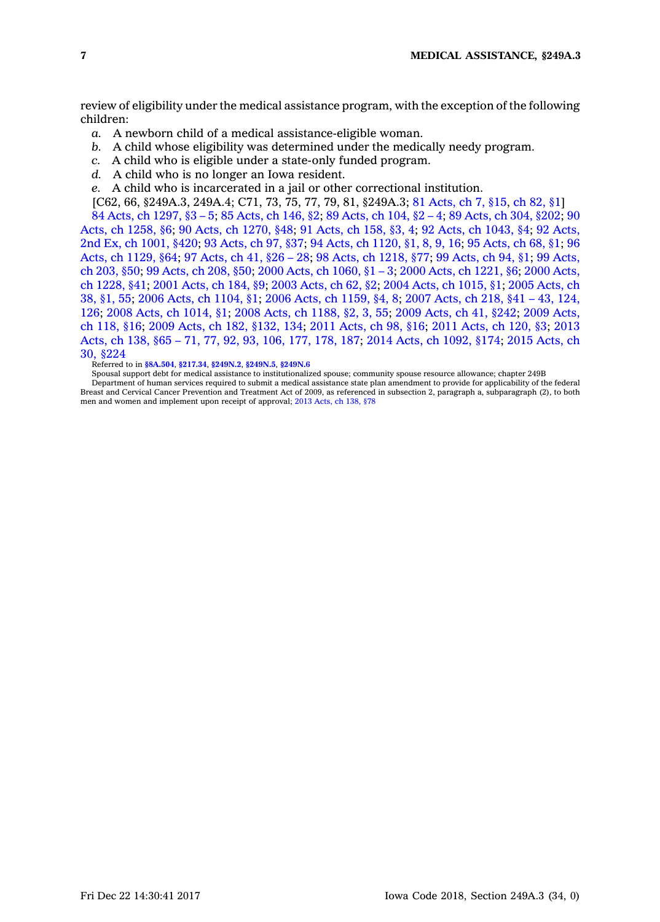review of eligibility under the medical assistance program, with the exception of the following children:

*a.* A newborn child of a medical assistance-eligible woman.

*b.* A child whose eligibility was determined under the medically needy program.

*c.* A child who is eligible under a state-only funded program.

*d.* A child who is no longer an Iowa resident.

*e.* A child who is incarcerated in a jail or other correctional institution.

[C62, 66, §249A.3, 249A.4; C71, 73, 75, 77, 79, 81, §249A.3; 81 Acts, ch 7, §15, ch 82, §1]

84 Acts, ch 1297, §3 – 5; 85 Acts, ch 146, §2; 89 Acts, ch 104, §2 – 4; 89 Acts, ch 304, §202; 90 Acts, ch 1258, §6; 90 Acts, ch 1270, §48; 91 Acts, ch 158, §3, 4; 92 Acts, ch 1043, §4; 92 Acts, 2nd Ex, ch 1001, §420; 93 Acts, ch 97, §37; 94 Acts, ch 1120, §1, 8, 9, 16; 95 Acts, ch 68, §1; 96 Acts, ch 1129, §64; 97 Acts, ch 41, §26 – 28; 98 Acts, ch 1218, §77; 99 Acts, ch 94, §1; 99 Acts, ch 203, §50; 99 Acts, ch 208, §50; 2000 Acts, ch 1060, §1 – 3; 2000 Acts, ch 1221, §6; 2000 Acts, ch 1228, §41; 2001 Acts, ch 184, §9; 2003 Acts, ch 62, §2; 2004 Acts, ch 1015, §1; 2005 Acts, ch 38, §1, 55; 2006 Acts, ch 1104, §1; 2006 Acts, ch 1159, §4, 8; 2007 Acts, ch 218, §41 – 43, 124, 126; 2008 Acts, ch 1014, §1; 2008 Acts, ch 1188, §2, 3, 55; 2009 Acts, ch 41, §242; 2009 Acts, ch 118, §16; 2009 Acts, ch 182, §132, 134; 2011 Acts, ch 98, §16; 2011 Acts, ch 120, §3; 2013 Acts, ch 138, §65 – 71, 77, 92, 93, 106, 177, 178, 187; 2014 Acts, ch 1092, §174; 2015 Acts, ch 30, §224

Referred to in **§8A.504, §217.34, §249N.2, §249N.5, §249N.6**

Spousal support debt for medical assistance to institutionalized spouse; community spouse resource allowance; chapter 249B

Department of human services required to submit a medical assistance state plan amendment to provide for applicability of the federal Breast and Cervical Cancer Prevention and Treatment Act of 2009, as referenced in subsection 2, paragraph a, subparagraph (2), to both men and women and implement upon receipt of approval; 2013 Acts, ch 138, §78